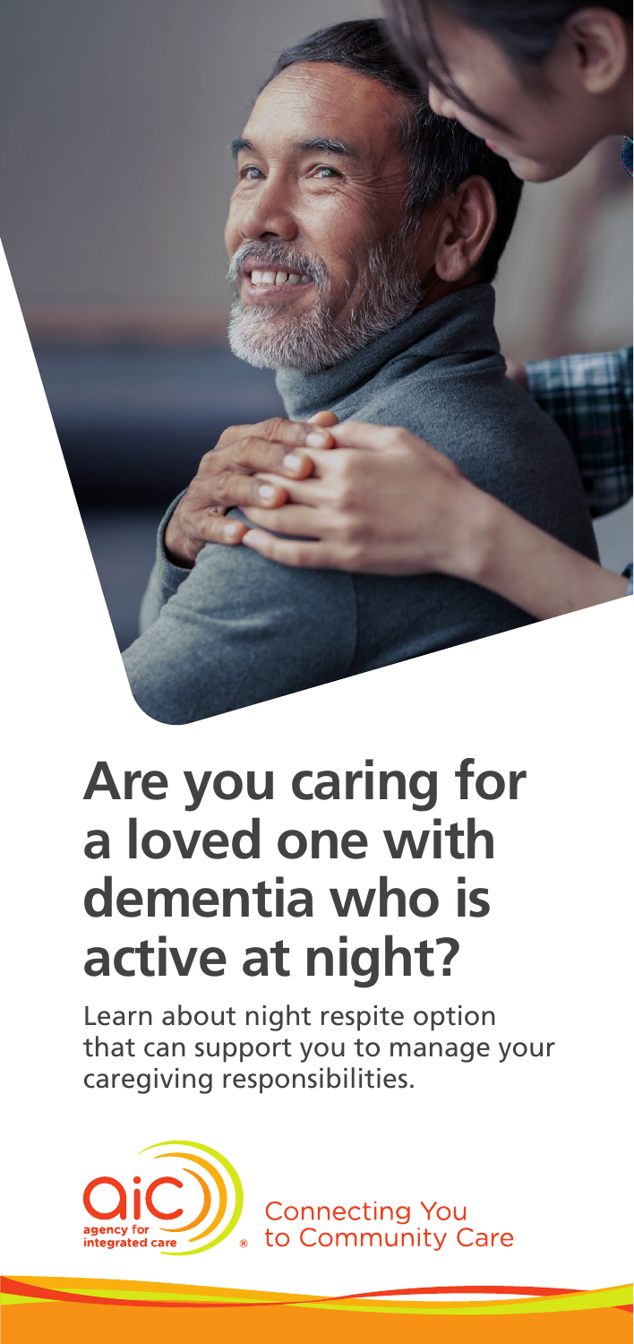# Are you caring for a loved one with dementia who is active at night?

Learn about night respite option that can support you to manage your caregiving responsibilities.

agency for integrated care

Connecting You to Community Care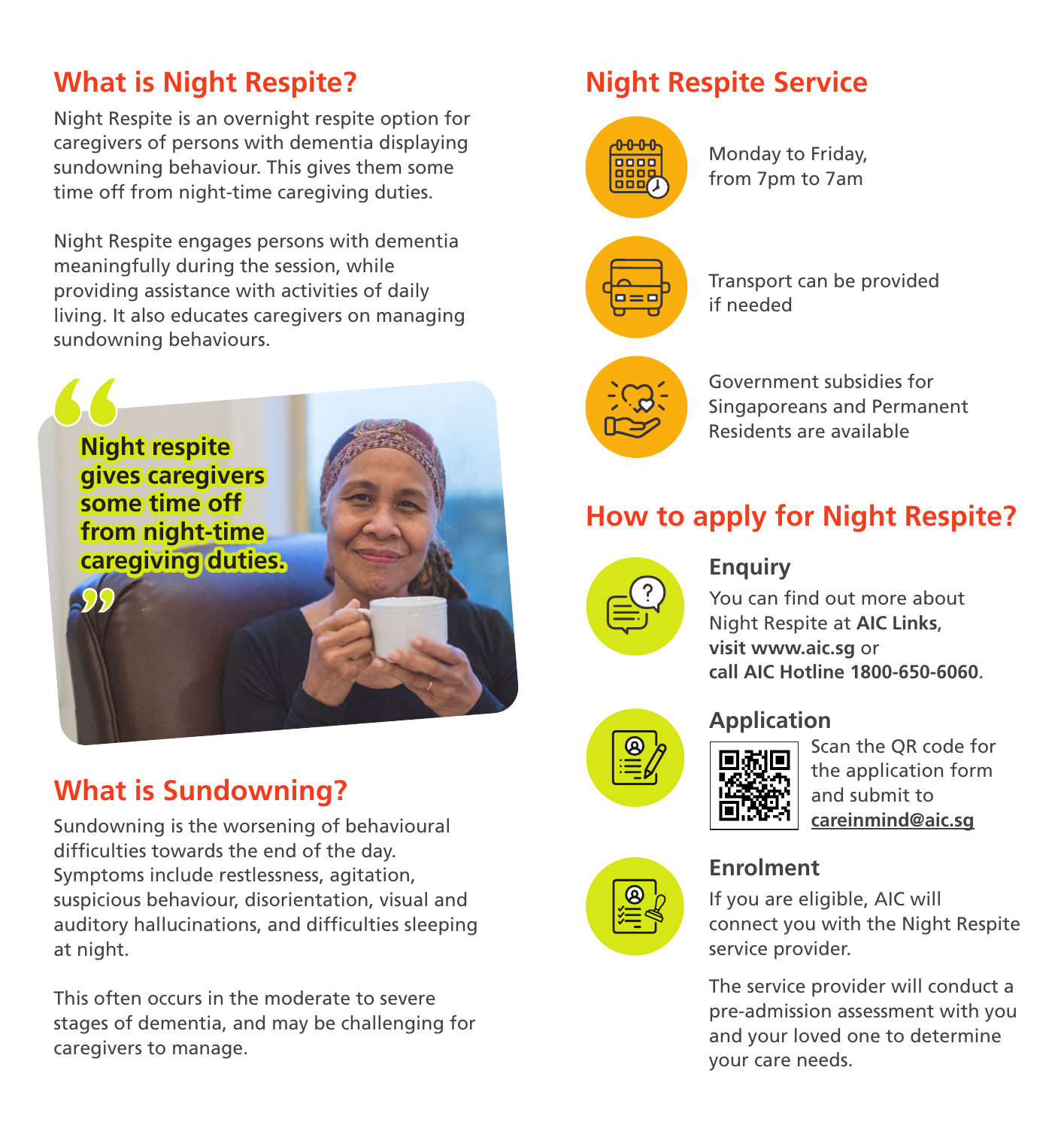## What is Night Respite?

Night Respite is an overnight respite option for caregivers of persons with dementia displaying sundowning behaviour. This gives them some time off from night-time caregiving duties.

Night Respite engages persons with dementia meaningfully during the session, while providing assistance with activities of daily living. It also educates caregivers on managing sundowning behaviours.

> **"Night respite gives caregivers some time off from night-time caregiving duties."**

## What is Sundowning?

Sundowning is the worsening of behavioural difficulties towards the end of the day. Symptoms include restlessness, agitation, suspicious behaviour, disorientation, visual and auditory hallucinations, and difficulties sleeping at night.

This often occurs in the moderate to severe stages of dementia, and may be challenging for caregivers to manage.

## Night Respite Service

- Monday to Friday, from 7pm to 7am
- Transport can be provided if needed
- Government subsidies for Singaporeans and Permanent Residents are available

## How to apply for Night Respite?

### Enquiry

You can find out more about Night Respite at **AIC Links**, **visit www.aic.sg** or **call AIC Hotline 1800-650-6060**.

### Application

Scan the QR code for the application form and submit to **careinmind@aic.sg**

### Enrolment

If you are eligible, AIC will connect you with the Night Respite service provider.

The service provider will conduct a pre-admission assessment with you and your loved one to determine your care needs.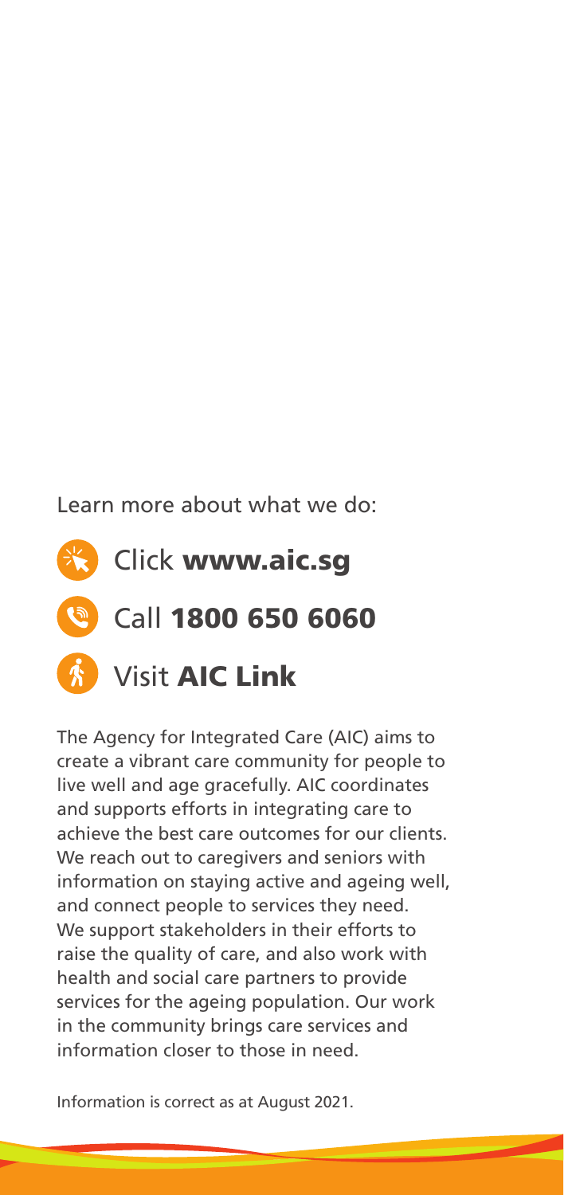Learn more about what we do:

- Click **www.aic.sg**
- Call **1800 650 6060**
- Visit **AIC Link**

The Agency for Integrated Care (AIC) aims to create a vibrant care community for people to live well and age gracefully. AIC coordinates and supports efforts in integrating care to achieve the best care outcomes for our clients. We reach out to caregivers and seniors with information on staying active and ageing well, and connect people to services they need. We support stakeholders in their efforts to raise the quality of care, and also work with health and social care partners to provide services for the ageing population. Our work in the community brings care services and information closer to those in need.

Information is correct as at August 2021.